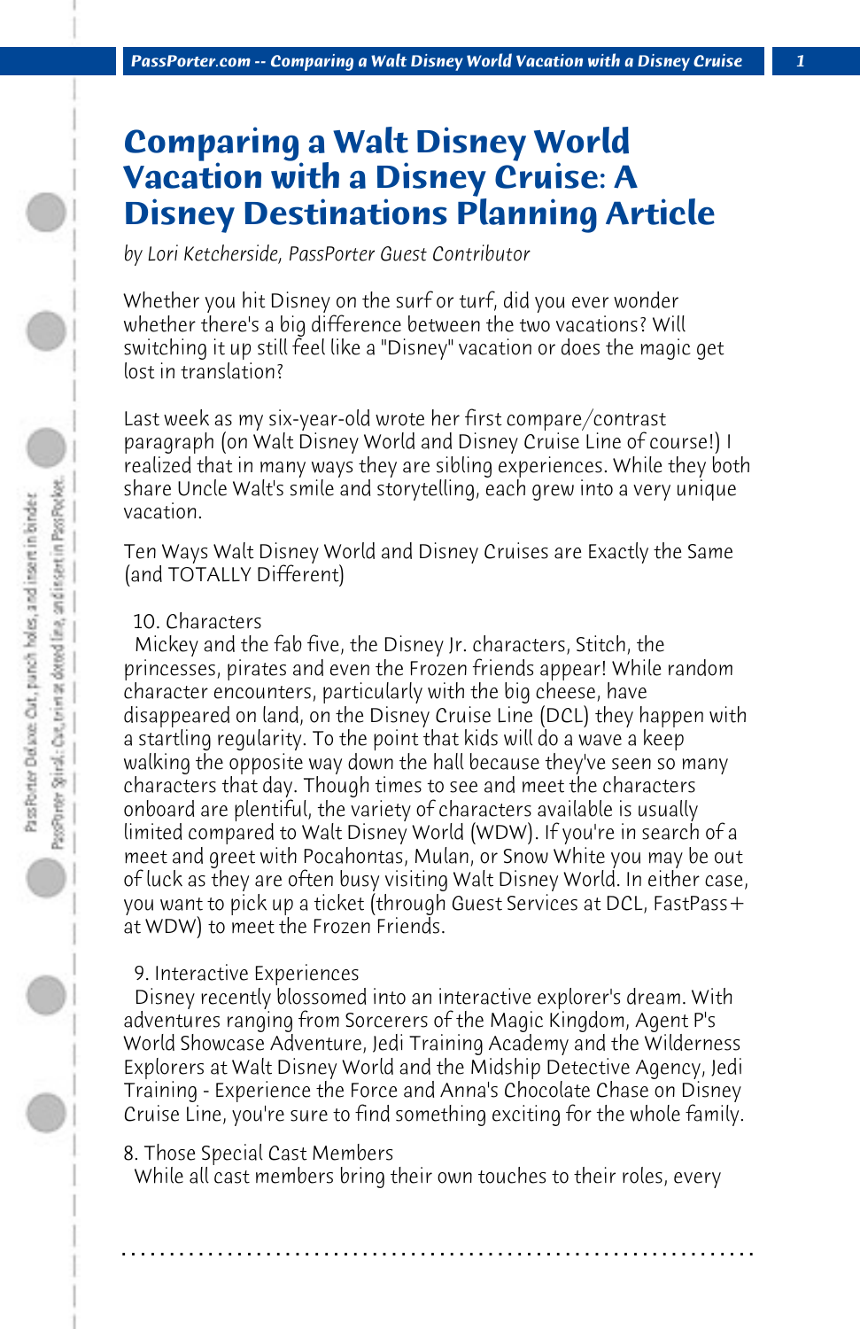# Comparing a Walt Disney World Vacation with a Disney Cruise: A Disney Destinations Planning Article

*by Lori Ketcherside, PassPorter Guest Contributor*

Whether you hit Disney on the surf or turf, did you ever wonder whether there's a big difference between the two vacations? Will switching it up still feel like a "Disney" vacation or does the magic get lost in translation?

Last week as my six-year-old wrote her first compare/contrast paragraph (on Walt Disney World and Disney Cruise Line of course!) I realized that in many ways they are sibling experiences. While they both share Uncle Walt's smile and storytelling, each grew into a very unique vacation.

Ten Ways Walt Disney World and Disney Cruises are Exactly the Same (and TOTALLY Different)

10. Characters

Mickey and the fab five, the Disney Jr. characters, Stitch, the princesses, pirates and even the Frozen friends appear! While random character encounters, particularly with the big cheese, have disappeared on land, on the Disney Cruise Line (DCL) they happen with a startling regularity. To the point that kids will do a wave a keep walking the opposite way down the hall because they've seen so many characters that day. Though times to see and meet the characters onboard are plentiful, the variety of characters available is usually limited compared to Walt Disney World (WDW). If you're in search of a meet and greet with Pocahontas, Mulan, or Snow White you may be out of luck as they are often busy visiting Walt Disney World. In either case, you want to pick up a ticket (through Guest Services at DCL, FastPass+ at WDW) to meet the Frozen Friends.

9. Interactive Experiences

Disney recently blossomed into an interactive explorer's dream. With adventures ranging from Sorcerers of the Magic Kingdom, Agent P's World Showcase Adventure, Jedi Training Academy and the Wilderness Explorers at Walt Disney World and the Midship Detective Agency, Jedi Training - Experience the Force and Anna's Chocolate Chase on Disney Cruise Line, you're sure to find something exciting for the whole family.

8. Those Special Cast Members

While all cast members bring their own touches to their roles, every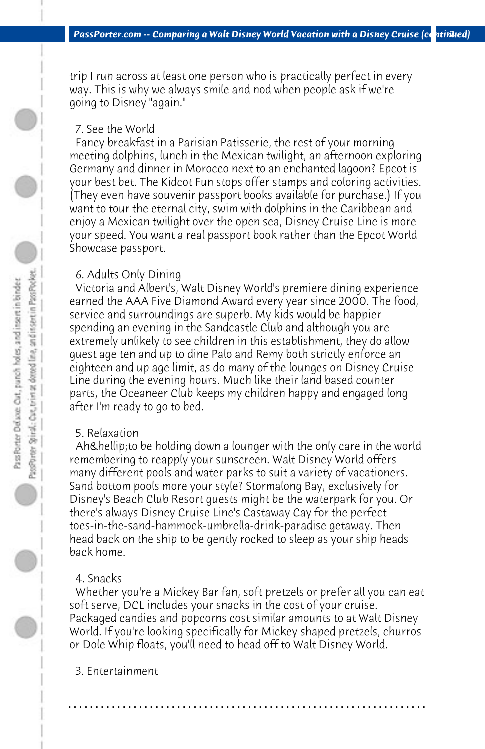trip I run across at least one person who is practically perfect in every way. This is why we always smile and nod when people ask if we're going to Disney "again."

7. See the World

Fancy breakfast in a Parisian Patisserie, the rest of your morning meeting dolphins, lunch in the Mexican twilight, an afternoon exploring Germany and dinner in Morocco next to an enchanted lagoon? Epcot is your best bet. The Kidcot Fun stops offer stamps and coloring activities. (They even have souvenir passport books available for purchase.) If you want to tour the eternal city, swim with dolphins in the Caribbean and enjoy a Mexican twilight over the open sea, Disney Cruise Line is more your speed. You want a real passport book rather than the Epcot World Showcase passport.

6. Adults Only Dining

Victoria and Albert's, Walt Disney World's premiere dining experience earned the AAA Five Diamond Award every year since 2000. The food, service and surroundings are superb. My kids would be happier spending an evening in the Sandcastle Club and although you are extremely unlikely to see children in this establishment, they do allow guest age ten and up to dine Palo and Remy both strictly enforce an eighteen and up age limit, as do many of the lounges on Disney Cruise Line during the evening hours. Much like their land based counter parts, the Oceaneer Club keeps my children happy and engaged long after I'm ready to go to bed.

5. Relaxation

Ah&hellip;to be holding down a lounger with the only care in the world remembering to reapply your sunscreen. Walt Disney World offers many different pools and water parks to suit a variety of vacationers. Sand bottom pools more your style? Stormalong Bay, exclusively for Disney's Beach Club Resort guests might be the waterpark for you. Or there's always Disney Cruise Line's Castaway Cay for the perfect toes-in-the-sand-hammock-umbrella-drink-paradise getaway. Then head back on the ship to be gently rocked to sleep as your ship heads back home.

4. Snacks

Whether you're a Mickey Bar fan, soft pretzels or prefer all you can eat soft serve, DCL includes your snacks in the cost of your cruise. Packaged candies and popcorns cost similar amounts to at Walt Disney World. If you're looking specifically for Mickey shaped pretzels, churros or Dole Whip floats, you'll need to head off to Walt Disney World.

3. Entertainment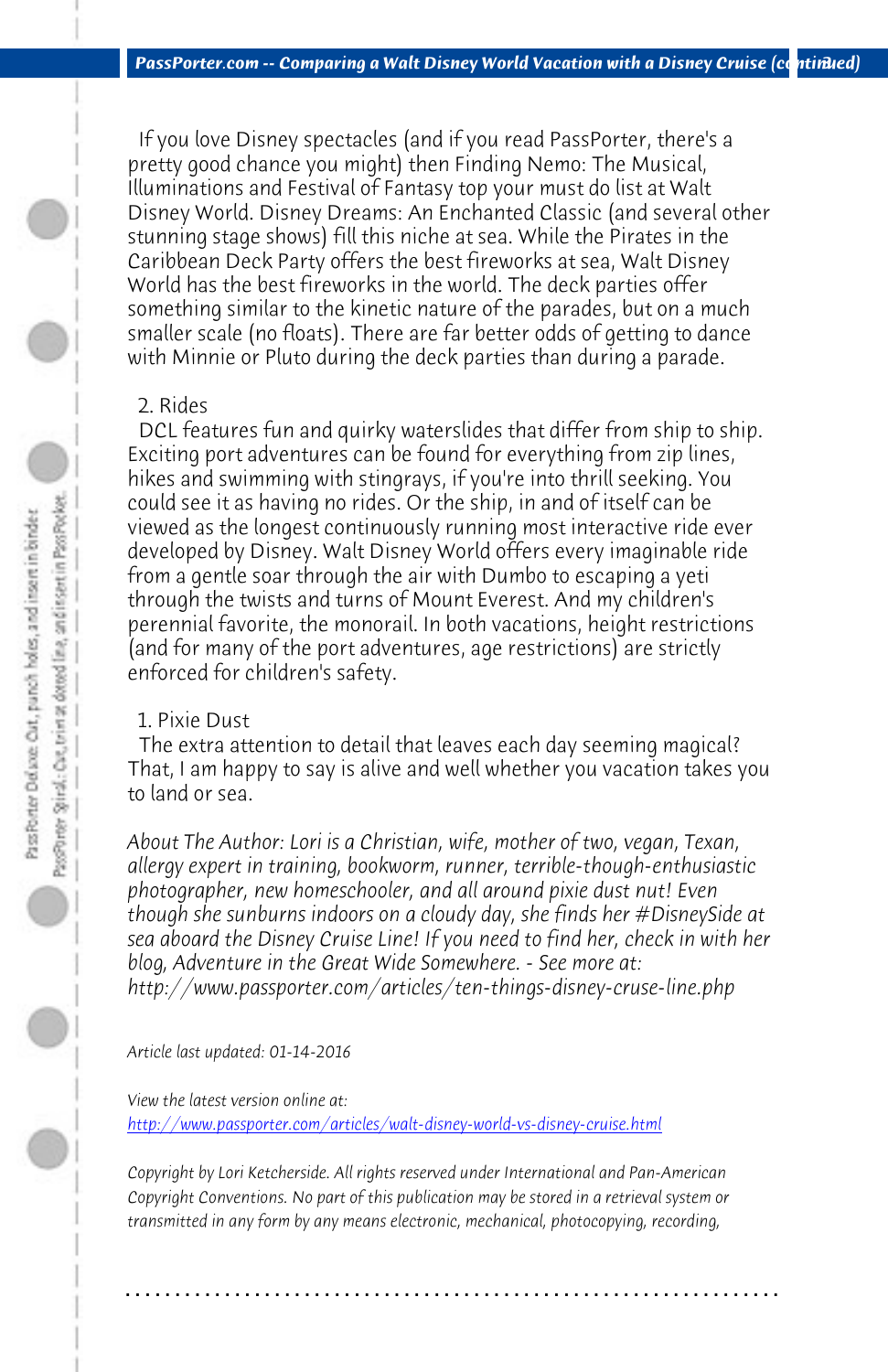If you love Disney spectacles (and if you read PassPorter, there's a pretty good chance you might) then Finding Nemo: The Musical, Illuminations and Festival of Fantasy top your must do list at Walt Disney World. Disney Dreams: An Enchanted Classic (and several other stunning stage shows) fill this niche at sea. While the Pirates in the Caribbean Deck Party offers the best fireworks at sea, Walt Disney World has the best fireworks in the world. The deck parties offer something similar to the kinetic nature of the parades, but on a much smaller scale (no floats). There are far better odds of getting to dance with Minnie or Pluto during the deck parties than during a parade.

2. Rides

DCL features fun and quirky waterslides that differ from ship to ship. Exciting port adventures can be found for everything from zip lines, hikes and swimming with stingrays, if you're into thrill seeking. You could see it as having no rides. Or the ship, in and of itself can be viewed as the longest continuously running most interactive ride ever developed by Disney. Walt Disney World offers every imaginable ride from a gentle soar through the air with Dumbo to escaping a yeti through the twists and turns of Mount Everest. And my children's perennial favorite, the monorail. In both vacations, height restrictions (and for many of the port adventures, age restrictions) are strictly enforced for children's safety.

1. Pixie Dust

The extra attention to detail that leaves each day seeming magical? That, I am happy to say is alive and well whether you vacation takes you to land or sea.

*About The Author: Lori is a Christian, wife, mother of two, vegan, Texan, allergy expert in training, bookworm, runner, terrible-though-enthusiastic photographer, new homeschooler, and all around pixie dust nut! Even though she sunburns indoors on a cloudy day, she finds her #DisneySide at sea aboard the Disney Cruise Line! If you need to find her, check in with her blog, Adventure in the Great Wide Somewhere. - See more at: http://www.passporter.com/articles/ten-things-disney-cruse-line.php*

*Article last updated: 01-14-2016*

*View the latest version online at:*
*http://www.passporter.com/articles/walt-disney-world-vs-disney-cruise.html*

*Copyright by Lori Ketcherside. All rights reserved under International and Pan-American Copyright Conventions. No part of this publication may be stored in a retrieval system or transmitted in any form by any means electronic, mechanical, photocopying, recording,*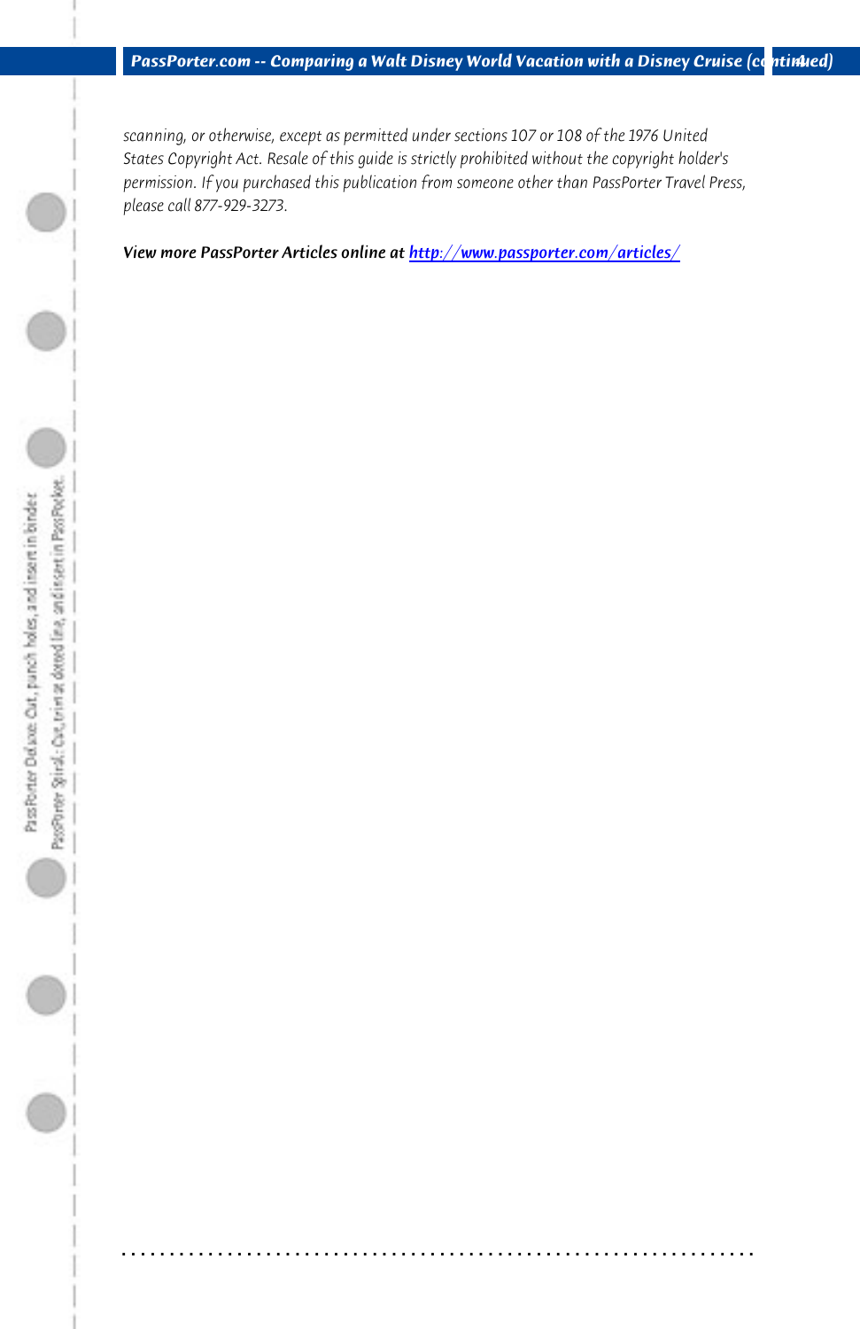*scanning, or otherwise, except as permitted under sections 107 or 108 of the 1976 United States Copyright Act. Resale of this guide is strictly prohibited without the copyright holder's permission. If you purchased this publication from someone other than PassPorter Travel Press, please call 877-929-3273.*

**View more PassPorter Articles online at http://www.passporter.com/articles/**